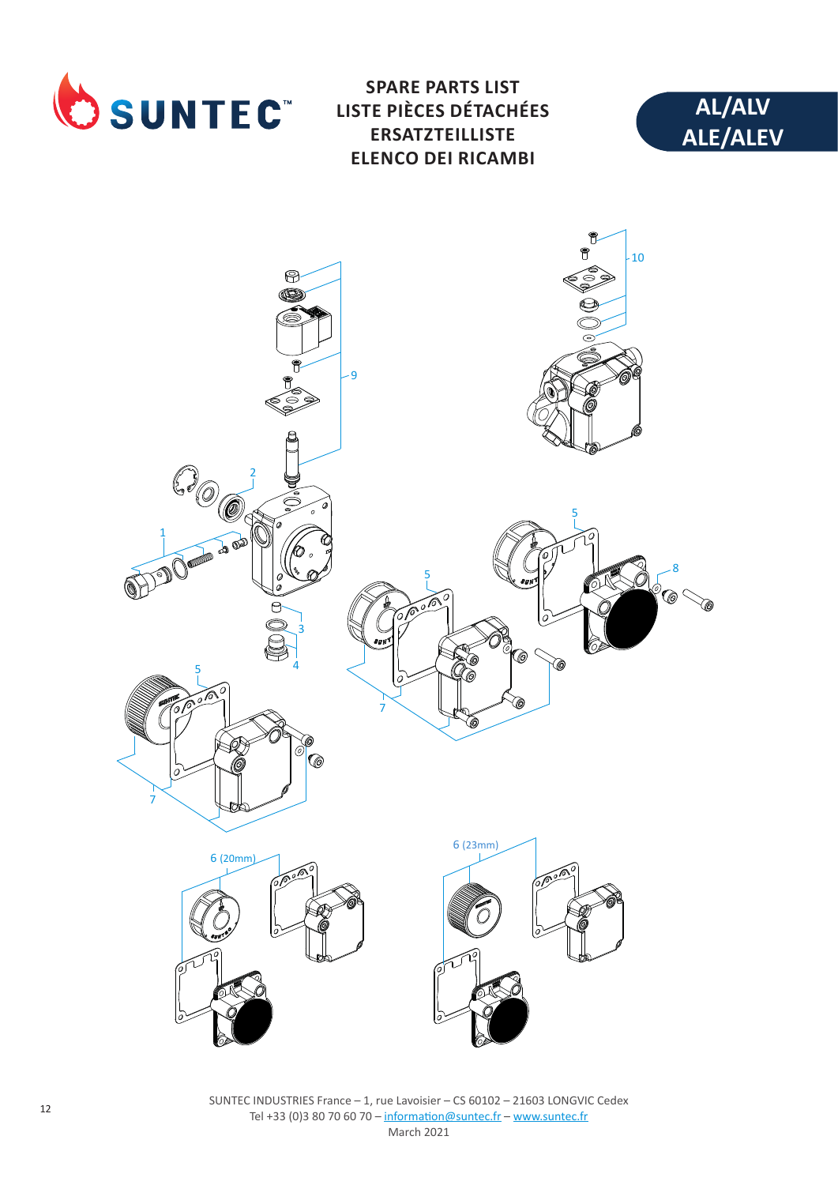# SPARE PARTS LIST
# LISTE PIÈCES DÉTACHÉES
# ERSATZTEILLISTE
# ELENCO DEI RICAMBI

**AL/ALV**
**ALE/ALEV**

10

9

2

1

5

8

5

3

4

5

7

7

6 (20mm)

6 (23mm)

SUNTEC INDUSTRIES France – 1, rue Lavoisier – CS 60102 – 21603 LONGVIC Cedex
Tel +33 (0)3 80 70 60 70 – information@suntec.fr – www.suntec.fr
March 2021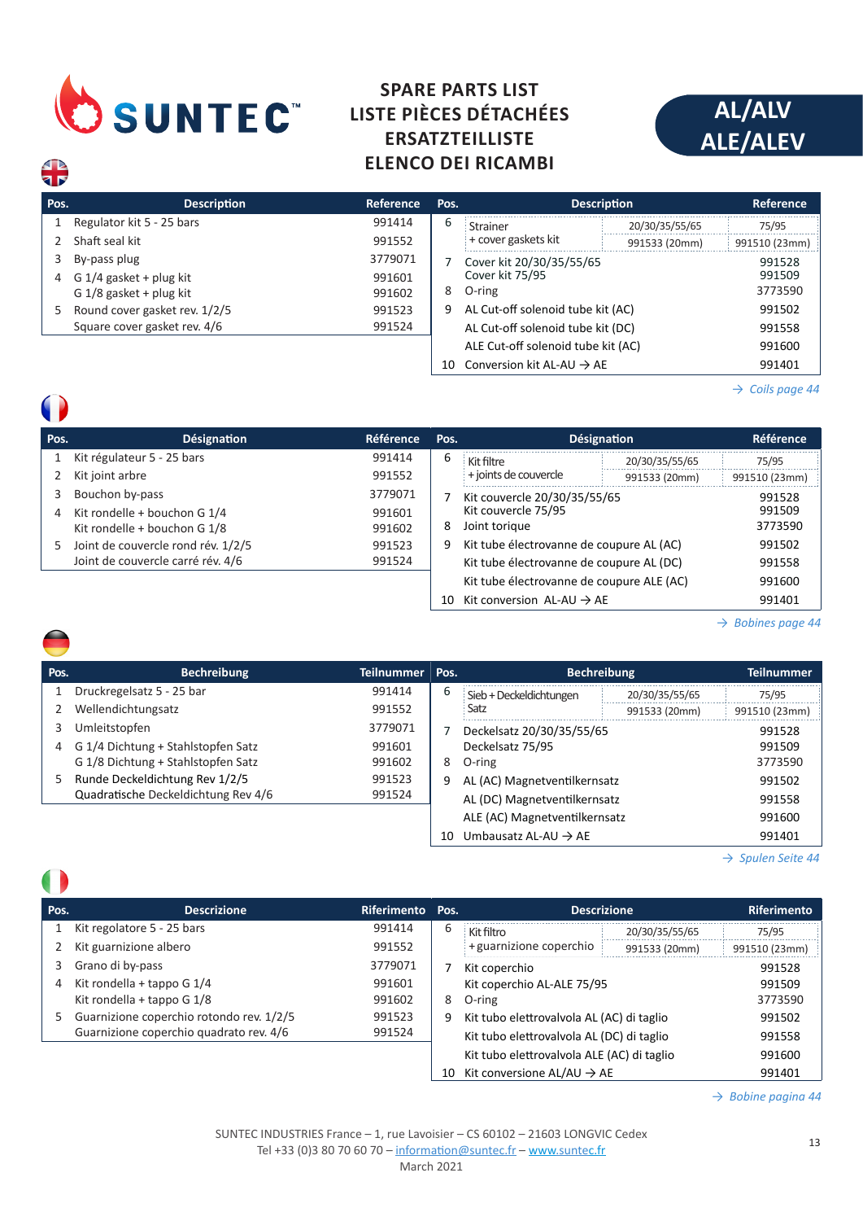# SPARE PARTS LIST
# LISTE PIÈCES DÉTACHÉES
# ERSATZTEILLISTE
# ELENCO DEI RICAMBI

**AL/ALV**
**ALE/ALEV**

| Pos. | Description | Reference |
|---|---|---|
| 1 | Regulator kit 5 - 25 bars | 991414 |
| 2 | Shaft seal kit | 991552 |
| 3 | By-pass plug | 3779071 |
| 4 | G 1/4 gasket + plug kit | 991601 |
| | G 1/8 gasket + plug kit | 991602 |
| 5 | Round cover gasket rev. 1/2/5 | 991523 |
| | Square cover gasket rev. 4/6 | 991524 |

| Pos. | Description | | Reference |
|---|---|---|---|
| 6 | Strainer + cover gaskets kit | 20/30/35/55/65: 991533 (20mm) | 75/95: 991510 (23mm) |
| 7 | Cover kit 20/30/35/55/65 | | 991528 |
| | Cover kit 75/95 | | 991509 |
| 8 | O-ring | | 3773590 |
| 9 | AL Cut-off solenoid tube kit (AC) | | 991502 |
| | AL Cut-off solenoid tube kit (DC) | | 991558 |
| | ALE Cut-off solenoid tube kit (AC) | | 991600 |
| 10 | Conversion kit AL-AU → AE | | 991401 |

*→ Coils page 44*

| Pos. | Désignation | Référence |
|---|---|---|
| 1 | Kit régulateur 5 - 25 bars | 991414 |
| 2 | Kit joint arbre | 991552 |
| 3 | Bouchon by-pass | 3779071 |
| 4 | Kit rondelle + bouchon G 1/4 | 991601 |
| | Kit rondelle + bouchon G 1/8 | 991602 |
| 5 | Joint de couvercle rond rév. 1/2/5 | 991523 |
| | Joint de couvercle carré rév. 4/6 | 991524 |

| Pos. | Désignation | | Référence |
|---|---|---|---|
| 6 | Kit filtre + joints de couvercle | 20/30/35/55/65: 991533 (20mm) | 75/95: 991510 (23mm) |
| 7 | Kit couvercle 20/30/35/55/65 | | 991528 |
| | Kit couvercle 75/95 | | 991509 |
| 8 | Joint torique | | 3773590 |
| 9 | Kit tube électrovanne de coupure AL (AC) | | 991502 |
| | Kit tube électrovanne de coupure AL (DC) | | 991558 |
| | Kit tube électrovanne de coupure ALE (AC) | | 991600 |
| 10 | Kit conversion AL-AU → AE | | 991401 |

*→ Bobines page 44*

| Pos. | Bechreibung | Teilnummer |
|---|---|---|
| 1 | Druckregelsatz 5 - 25 bar | 991414 |
| 2 | Wellendichtungsatz | 991552 |
| 3 | Umleitstopfen | 3779071 |
| 4 | G 1/4 Dichtung + Stahlstopfen Satz | 991601 |
| | G 1/8 Dichtung + Stahlstopfen Satz | 991602 |
| 5 | Runde Deckeldichtung Rev 1/2/5 | 991523 |
| | Quadratische Deckeldichtung Rev 4/6 | 991524 |

| Pos. | Bechreibung | | Teilnummer |
|---|---|---|---|
| 6 | Sieb + Deckeldichtungen Satz | 20/30/35/55/65: 991533 (20mm) | 75/95: 991510 (23mm) |
| 7 | Deckelsatz 20/30/35/55/65 | | 991528 |
| | Deckelsatz 75/95 | | 991509 |
| 8 | O-ring | | 3773590 |
| 9 | AL (AC) Magnetventilkernsatz | | 991502 |
| | AL (DC) Magnetventilkernsatz | | 991558 |
| | ALE (AC) Magnetventilkernsatz | | 991600 |
| 10 | Umbausatz AL-AU → AE | | 991401 |

*→ Spulen Seite 44*

| Pos. | Descrizione | Riferimento |
|---|---|---|
| 1 | Kit regolatore 5 - 25 bars | 991414 |
| 2 | Kit guarnizione albero | 991552 |
| 3 | Grano di by-pass | 3779071 |
| 4 | Kit rondella + tappo G 1/4 | 991601 |
| | Kit rondella + tappo G 1/8 | 991602 |
| 5 | Guarnizione coperchio rotondo rev. 1/2/5 | 991523 |
| | Guarnizione coperchio quadrato rev. 4/6 | 991524 |

| Pos. | Descrizione | | Riferimento |
|---|---|---|---|
| 6 | Kit filtro + guarnizione coperchio | 20/30/35/55/65: 991533 (20mm) | 75/95: 991510 (23mm) |
| 7 | Kit coperchio | | 991528 |
| | Kit coperchio AL-ALE 75/95 | | 991509 |
| 8 | O-ring | | 3773590 |
| 9 | Kit tubo elettrovalvola AL (AC) di taglio | | 991502 |
| | Kit tubo elettrovalvola AL (DC) di taglio | | 991558 |
| | Kit tubo elettrovalvola ALE (AC) di taglio | | 991600 |
| 10 | Kit conversione AL/AU → AE | | 991401 |

*→ Bobine pagina 44*

SUNTEC INDUSTRIES France – 1, rue Lavoisier – CS 60102 – 21603 LONGVIC Cedex
Tel +33 (0)3 80 70 60 70 – information@suntec.fr – www.suntec.fr
March 2021